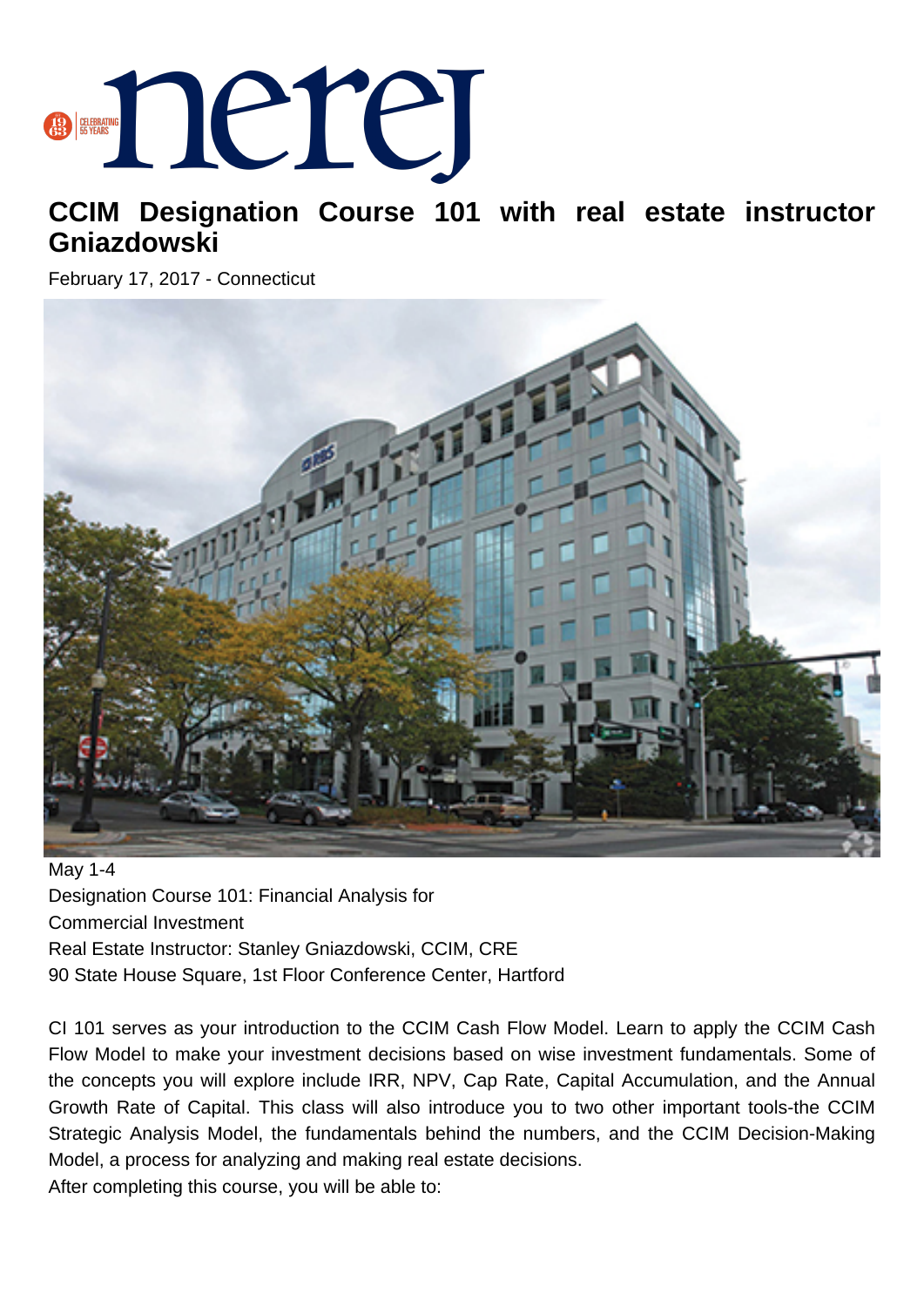# CCIM Designation Course 101 with real estate instructor Gniazdowski

February 17, 2017 - Connecticut

May 1-4
Designation Course 101: Financial Analysis for
Commercial Investment
Real Estate Instructor: Stanley Gniazdowski, CCIM, CRE
90 State House Square, 1st Floor Conference Center, Hartford

CI 101 serves as your introduction to the CCIM Cash Flow Model. Learn to apply the CCIM Cash Flow Model to make your investment decisions based on wise investment fundamentals. Some of the concepts you will explore include IRR, NPV, Cap Rate, Capital Accumulation, and the Annual Growth Rate of Capital. This class will also introduce you to two other important tools-the CCIM Strategic Analysis Model, the fundamentals behind the numbers, and the CCIM Decision-Making Model, a process for analyzing and making real estate decisions.

After completing this course, you will be able to: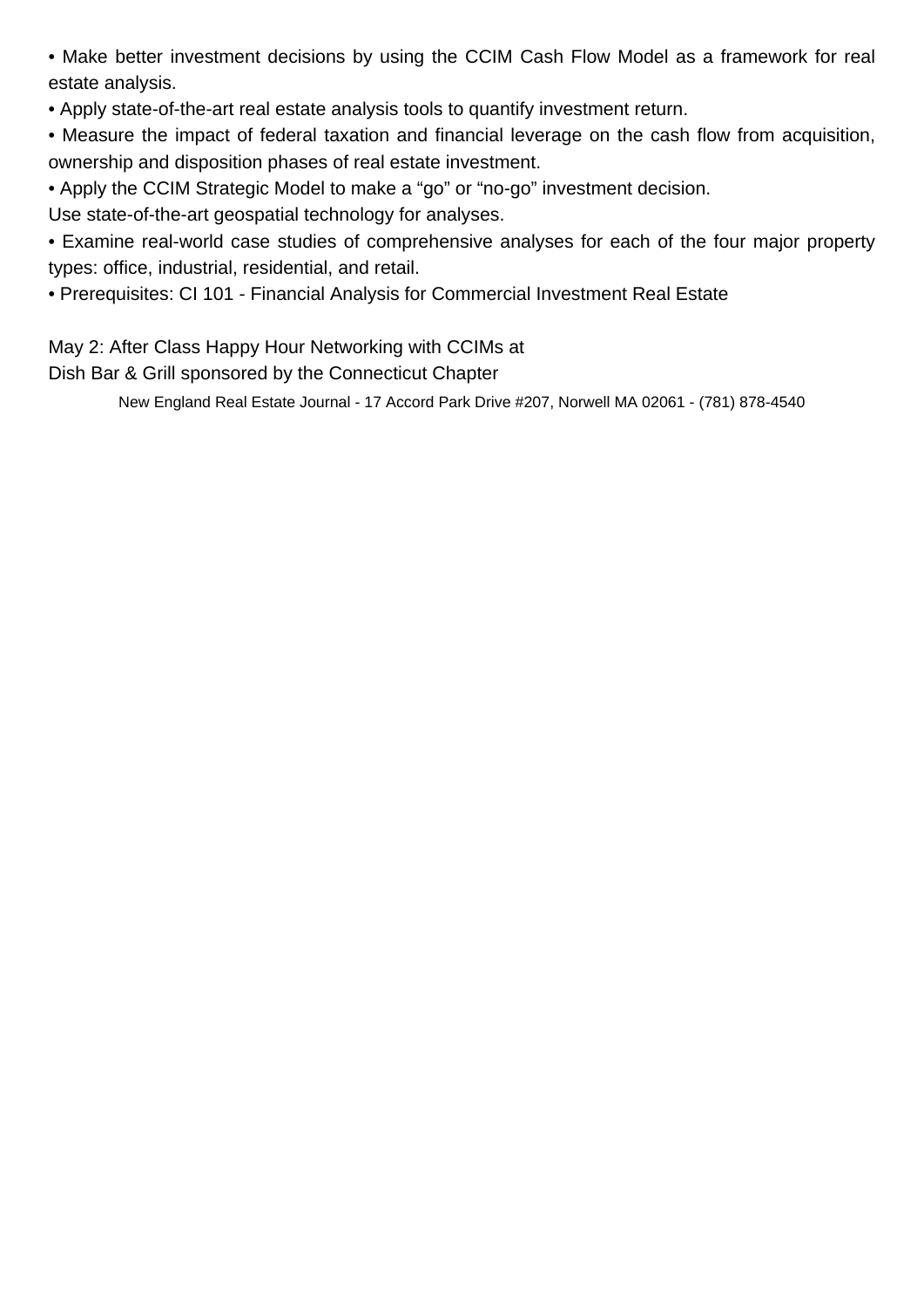- Make better investment decisions by using the CCIM Cash Flow Model as a framework for real estate analysis.
- Apply state-of-the-art real estate analysis tools to quantify investment return.
- Measure the impact of federal taxation and financial leverage on the cash flow from acquisition, ownership and disposition phases of real estate investment.
- Apply the CCIM Strategic Model to make a “go” or “no-go” investment decision.

Use state-of-the-art geospatial technology for analyses.

- Examine real-world case studies of comprehensive analyses for each of the four major property types: office, industrial, residential, and retail.
- Prerequisites: CI 101 - Financial Analysis for Commercial Investment Real Estate

May 2: After Class Happy Hour Networking with CCIMs at
Dish Bar & Grill sponsored by the Connecticut Chapter